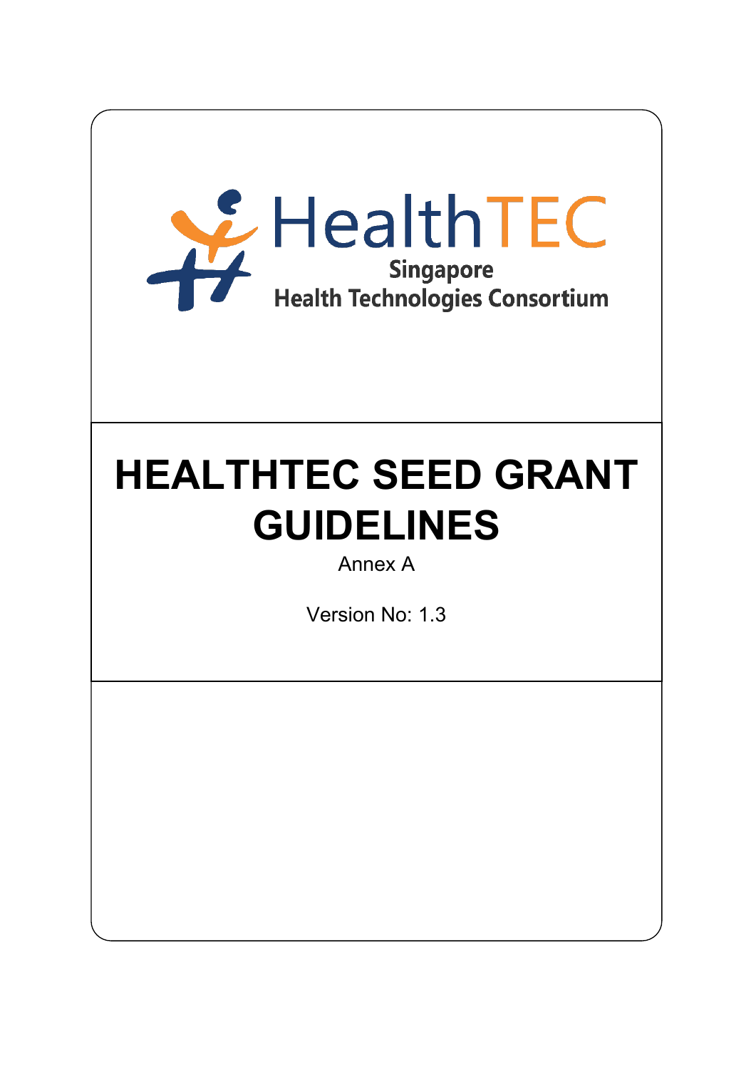HealthTEC

Singapore
Health Technologies Consortium

# HEALTHTEC SEED GRANT GUIDELINES

Annex A

Version No: 1.3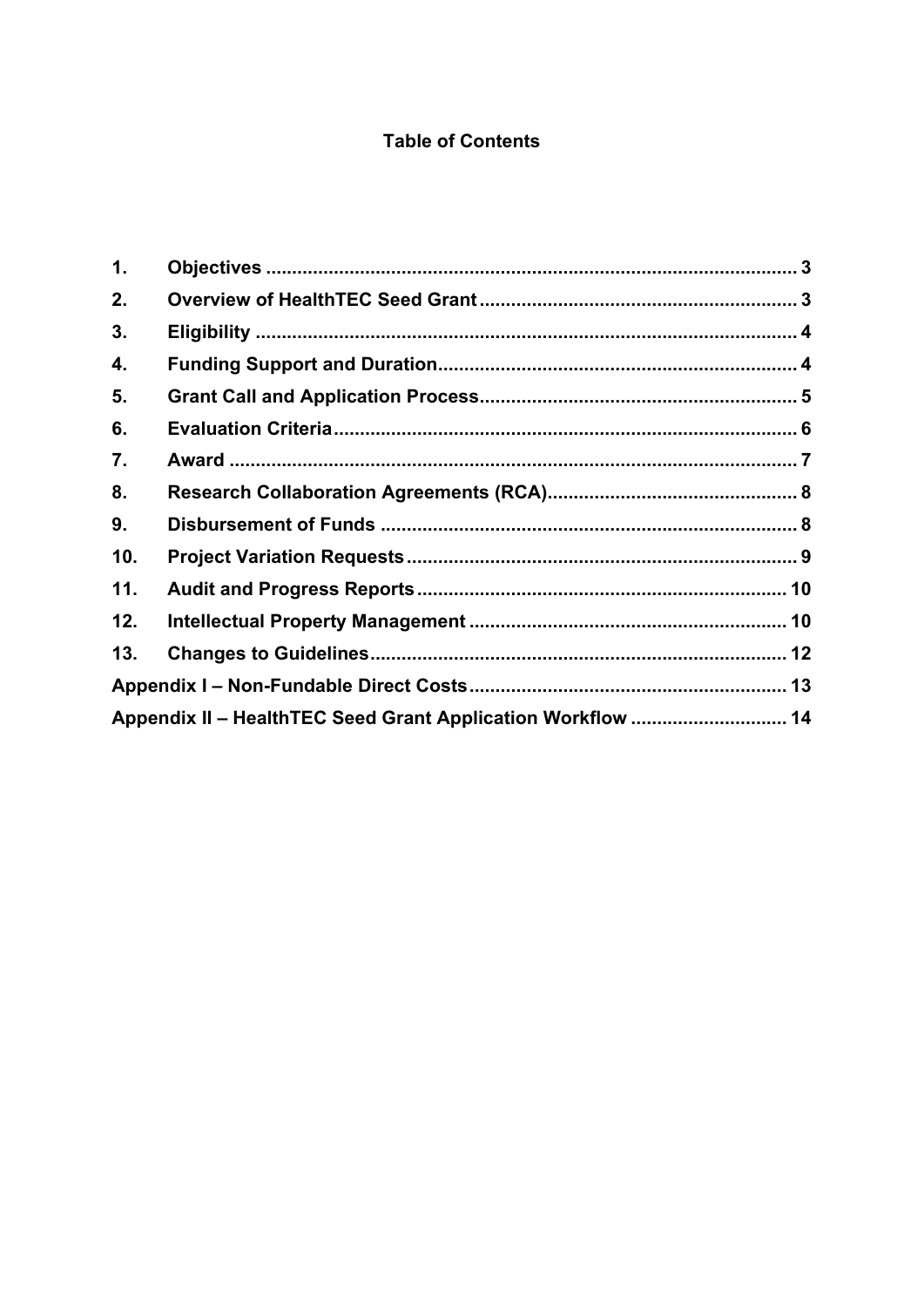**Table of Contents**

| | | |
|---|---|---|
| **1.** | **Objectives** | **3** |
| **2.** | **Overview of HealthTEC Seed Grant** | **3** |
| **3.** | **Eligibility** | **4** |
| **4.** | **Funding Support and Duration** | **4** |
| **5.** | **Grant Call and Application Process** | **5** |
| **6.** | **Evaluation Criteria** | **6** |
| **7.** | **Award** | **7** |
| **8.** | **Research Collaboration Agreements (RCA)** | **8** |
| **9.** | **Disbursement of Funds** | **8** |
| **10.** | **Project Variation Requests** | **9** |
| **11.** | **Audit and Progress Reports** | **10** |
| **12.** | **Intellectual Property Management** | **10** |
| **13.** | **Changes to Guidelines** | **12** |
| | **Appendix I – Non-Fundable Direct Costs** | **13** |
| | **Appendix II – HealthTEC Seed Grant Application Workflow** | **14** |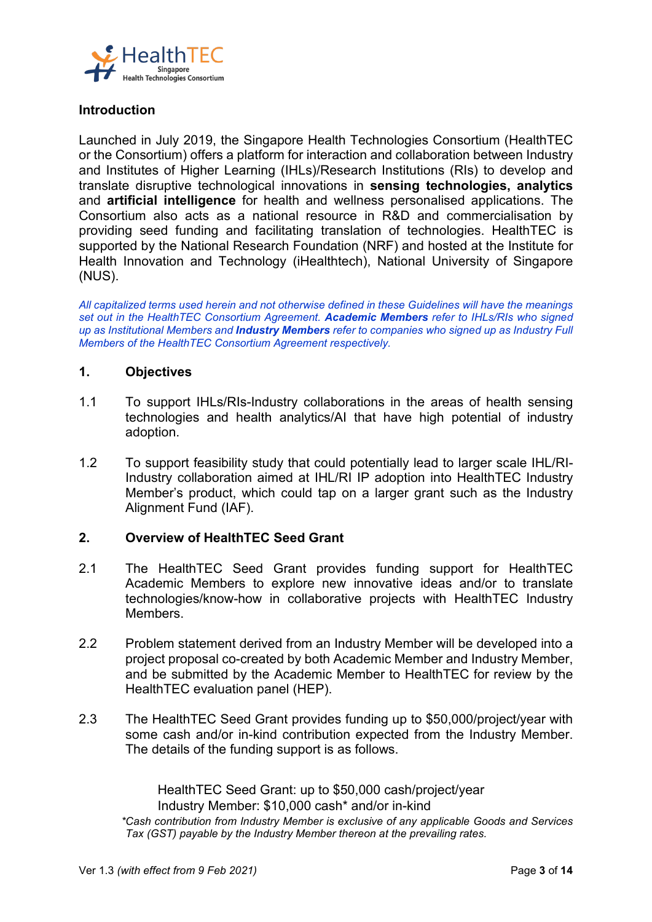## Introduction

Launched in July 2019, the Singapore Health Technologies Consortium (HealthTEC or the Consortium) offers a platform for interaction and collaboration between Industry and Institutes of Higher Learning (IHLs)/Research Institutions (RIs) to develop and translate disruptive technological innovations in **sensing technologies, analytics** and **artificial intelligence** for health and wellness personalised applications. The Consortium also acts as a national resource in R&D and commercialisation by providing seed funding and facilitating translation of technologies. HealthTEC is supported by the National Research Foundation (NRF) and hosted at the Institute for Health Innovation and Technology (iHealthtech), National University of Singapore (NUS).

*All capitalized terms used herein and not otherwise defined in these Guidelines will have the meanings set out in the HealthTEC Consortium Agreement.* ***Academic Members*** *refer to IHLs/RIs who signed up as Institutional Members and* ***Industry Members*** *refer to companies who signed up as Industry Full Members of the HealthTEC Consortium Agreement respectively.*

## 1. Objectives

1.1 To support IHLs/RIs-Industry collaborations in the areas of health sensing technologies and health analytics/AI that have high potential of industry adoption.

1.2 To support feasibility study that could potentially lead to larger scale IHL/RI-Industry collaboration aimed at IHL/RI IP adoption into HealthTEC Industry Member's product, which could tap on a larger grant such as the Industry Alignment Fund (IAF).

## 2. Overview of HealthTEC Seed Grant

2.1 The HealthTEC Seed Grant provides funding support for HealthTEC Academic Members to explore new innovative ideas and/or to translate technologies/know-how in collaborative projects with HealthTEC Industry Members.

2.2 Problem statement derived from an Industry Member will be developed into a project proposal co-created by both Academic Member and Industry Member, and be submitted by the Academic Member to HealthTEC for review by the HealthTEC evaluation panel (HEP).

2.3 The HealthTEC Seed Grant provides funding up to $50,000/project/year with some cash and/or in-kind contribution expected from the Industry Member. The details of the funding support is as follows.

HealthTEC Seed Grant: up to $50,000 cash/project/year
Industry Member: $10,000 cash* and/or in-kind

*\*Cash contribution from Industry Member is exclusive of any applicable Goods and Services Tax (GST) payable by the Industry Member thereon at the prevailing rates.*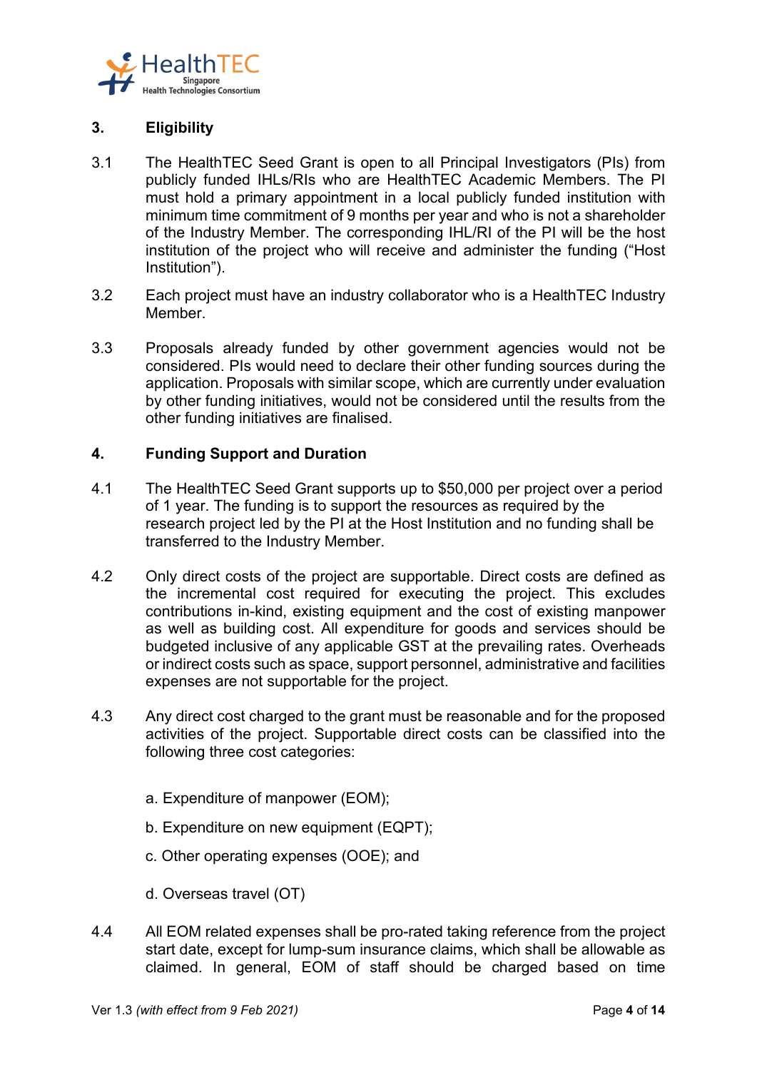## 3. Eligibility

3.1 The HealthTEC Seed Grant is open to all Principal Investigators (PIs) from publicly funded IHLs/RIs who are HealthTEC Academic Members. The PI must hold a primary appointment in a local publicly funded institution with minimum time commitment of 9 months per year and who is not a shareholder of the Industry Member. The corresponding IHL/RI of the PI will be the host institution of the project who will receive and administer the funding ("Host Institution").

3.2 Each project must have an industry collaborator who is a HealthTEC Industry Member.

3.3 Proposals already funded by other government agencies would not be considered. PIs would need to declare their other funding sources during the application. Proposals with similar scope, which are currently under evaluation by other funding initiatives, would not be considered until the results from the other funding initiatives are finalised.

## 4. Funding Support and Duration

4.1 The HealthTEC Seed Grant supports up to $50,000 per project over a period of 1 year. The funding is to support the resources as required by the research project led by the PI at the Host Institution and no funding shall be transferred to the Industry Member.

4.2 Only direct costs of the project are supportable. Direct costs are defined as the incremental cost required for executing the project. This excludes contributions in-kind, existing equipment and the cost of existing manpower as well as building cost. All expenditure for goods and services should be budgeted inclusive of any applicable GST at the prevailing rates. Overheads or indirect costs such as space, support personnel, administrative and facilities expenses are not supportable for the project.

4.3 Any direct cost charged to the grant must be reasonable and for the proposed activities of the project. Supportable direct costs can be classified into the following three cost categories:

a. Expenditure of manpower (EOM);

b. Expenditure on new equipment (EQPT);

c. Other operating expenses (OOE); and

d. Overseas travel (OT)

4.4 All EOM related expenses shall be pro-rated taking reference from the project start date, except for lump-sum insurance claims, which shall be allowable as claimed. In general, EOM of staff should be charged based on time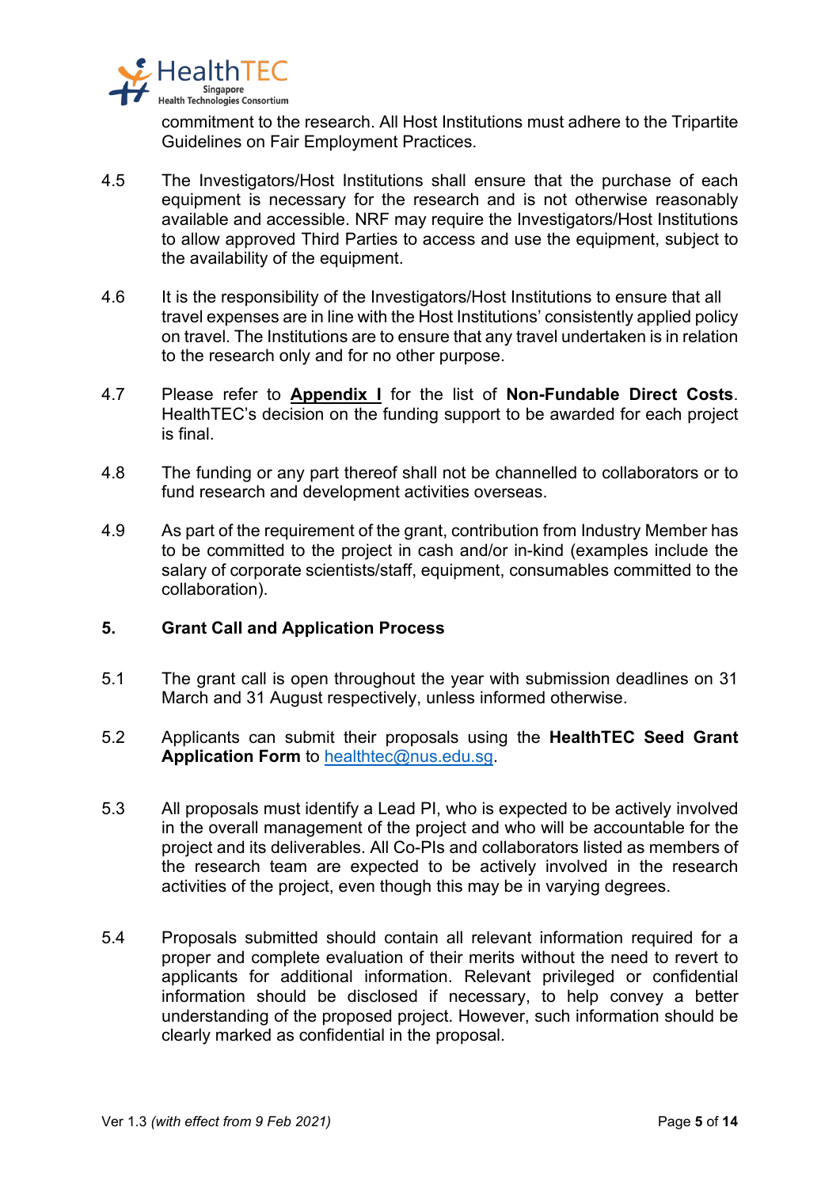commitment to the research. All Host Institutions must adhere to the Tripartite Guidelines on Fair Employment Practices.

4.5 The Investigators/Host Institutions shall ensure that the purchase of each equipment is necessary for the research and is not otherwise reasonably available and accessible. NRF may require the Investigators/Host Institutions to allow approved Third Parties to access and use the equipment, subject to the availability of the equipment.

4.6 It is the responsibility of the Investigators/Host Institutions to ensure that all travel expenses are in line with the Host Institutions' consistently applied policy on travel. The Institutions are to ensure that any travel undertaken is in relation to the research only and for no other purpose.

4.7 Please refer to **Appendix I** for the list of **Non-Fundable Direct Costs**. HealthTEC's decision on the funding support to be awarded for each project is final.

4.8 The funding or any part thereof shall not be channelled to collaborators or to fund research and development activities overseas.

4.9 As part of the requirement of the grant, contribution from Industry Member has to be committed to the project in cash and/or in-kind (examples include the salary of corporate scientists/staff, equipment, consumables committed to the collaboration).

## 5. Grant Call and Application Process

5.1 The grant call is open throughout the year with submission deadlines on 31 March and 31 August respectively, unless informed otherwise.

5.2 Applicants can submit their proposals using the **HealthTEC Seed Grant Application Form** to healthtec@nus.edu.sg.

5.3 All proposals must identify a Lead PI, who is expected to be actively involved in the overall management of the project and who will be accountable for the project and its deliverables. All Co-PIs and collaborators listed as members of the research team are expected to be actively involved in the research activities of the project, even though this may be in varying degrees.

5.4 Proposals submitted should contain all relevant information required for a proper and complete evaluation of their merits without the need to revert to applicants for additional information. Relevant privileged or confidential information should be disclosed if necessary, to help convey a better understanding of the proposed project. However, such information should be clearly marked as confidential in the proposal.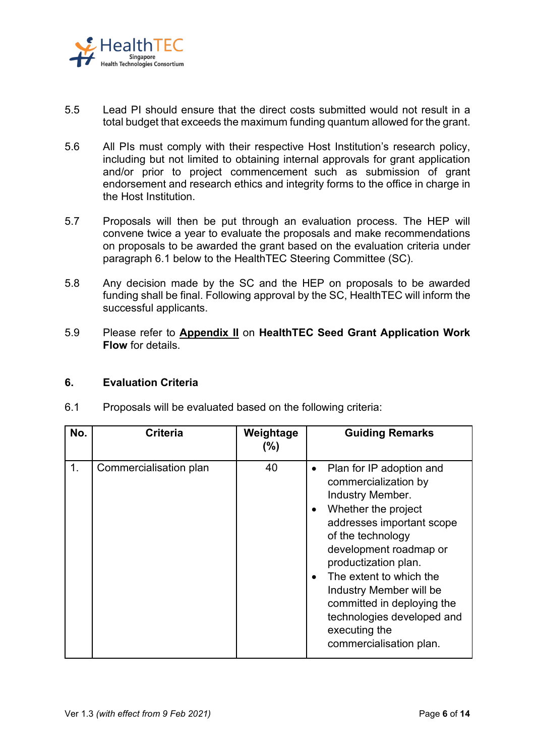5.5 Lead PI should ensure that the direct costs submitted would not result in a total budget that exceeds the maximum funding quantum allowed for the grant.

5.6 All PIs must comply with their respective Host Institution's research policy, including but not limited to obtaining internal approvals for grant application and/or prior to project commencement such as submission of grant endorsement and research ethics and integrity forms to the office in charge in the Host Institution.

5.7 Proposals will then be put through an evaluation process. The HEP will convene twice a year to evaluate the proposals and make recommendations on proposals to be awarded the grant based on the evaluation criteria under paragraph 6.1 below to the HealthTEC Steering Committee (SC).

5.8 Any decision made by the SC and the HEP on proposals to be awarded funding shall be final. Following approval by the SC, HealthTEC will inform the successful applicants.

5.9 Please refer to **Appendix II** on **HealthTEC Seed Grant Application Work Flow** for details.

## 6. Evaluation Criteria

6.1 Proposals will be evaluated based on the following criteria:

| No. | Criteria | Weightage (%) | Guiding Remarks |
|---|---|---|---|
| 1. | Commercialisation plan | 40 | • Plan for IP adoption and commercialization by Industry Member.<br>• Whether the project addresses important scope of the technology development roadmap or productization plan.<br>• The extent to which the Industry Member will be committed in deploying the technologies developed and executing the commercialisation plan. |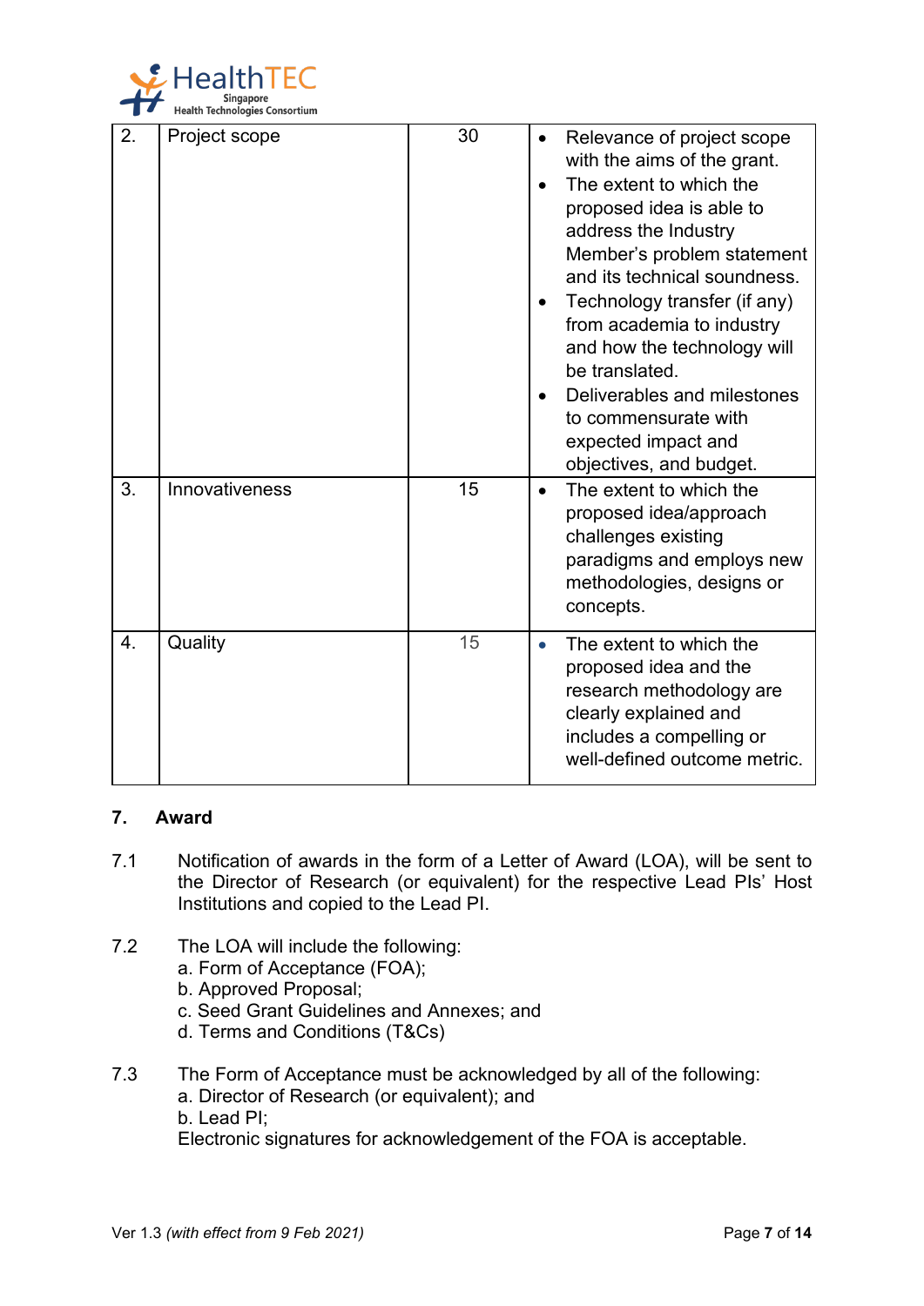| 2. | Project scope | 30 | • Relevance of project scope with the aims of the grant.<br>• The extent to which the proposed idea is able to address the Industry Member's problem statement and its technical soundness.<br>• Technology transfer (if any) from academia to industry and how the technology will be translated.<br>• Deliverables and milestones to commensurate with expected impact and objectives, and budget. |
|---|---|---|---|
| 3. | Innovativeness | 15 | • The extent to which the proposed idea/approach challenges existing paradigms and employs new methodologies, designs or concepts. |
| 4. | Quality | 15 | • The extent to which the proposed idea and the research methodology are clearly explained and includes a compelling or well-defined outcome metric. |

## 7. Award

7.1 Notification of awards in the form of a Letter of Award (LOA), will be sent to the Director of Research (or equivalent) for the respective Lead PIs' Host Institutions and copied to the Lead PI.

7.2 The LOA will include the following:
a. Form of Acceptance (FOA);
b. Approved Proposal;
c. Seed Grant Guidelines and Annexes; and
d. Terms and Conditions (T&Cs)

7.3 The Form of Acceptance must be acknowledged by all of the following:
a. Director of Research (or equivalent); and
b. Lead PI;
Electronic signatures for acknowledgement of the FOA is acceptable.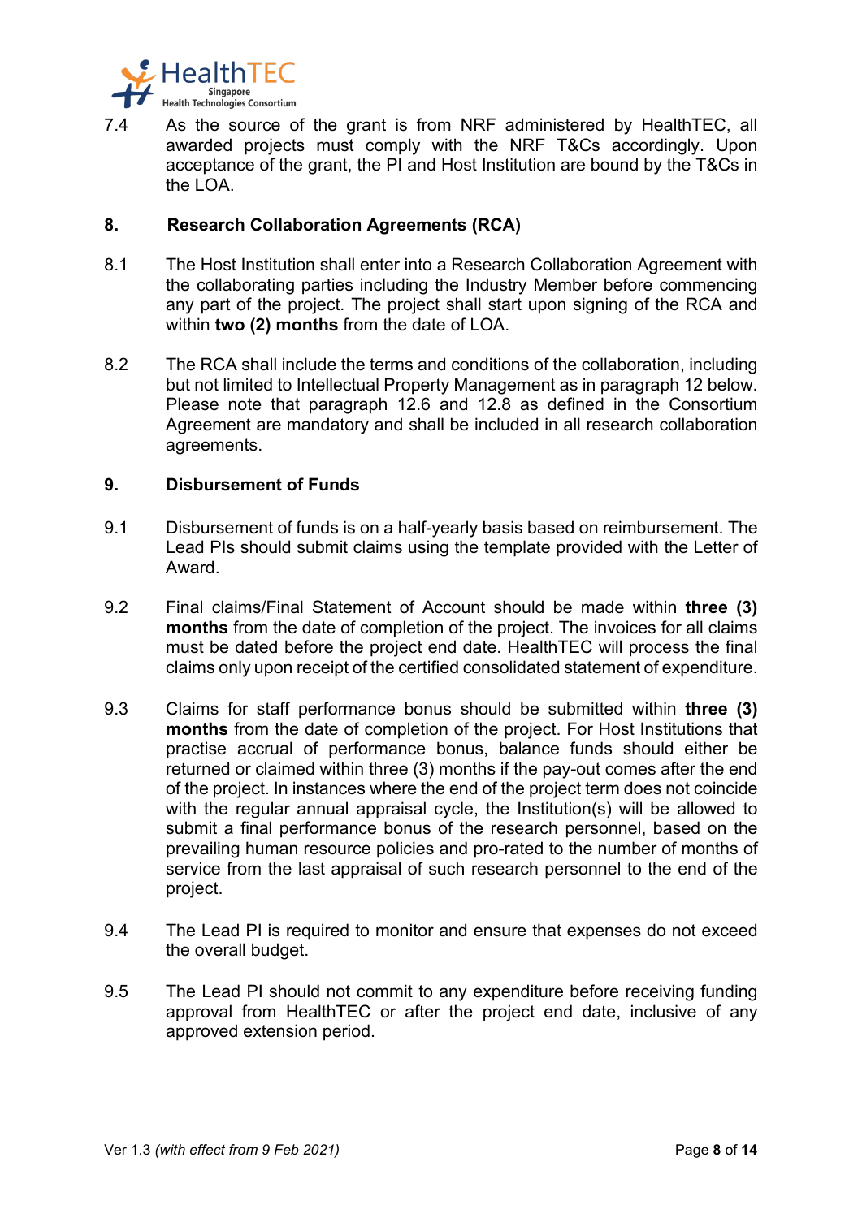7.4 As the source of the grant is from NRF administered by HealthTEC, all awarded projects must comply with the NRF T&Cs accordingly. Upon acceptance of the grant, the PI and Host Institution are bound by the T&Cs in the LOA.

## 8. Research Collaboration Agreements (RCA)

8.1 The Host Institution shall enter into a Research Collaboration Agreement with the collaborating parties including the Industry Member before commencing any part of the project. The project shall start upon signing of the RCA and within **two (2) months** from the date of LOA.

8.2 The RCA shall include the terms and conditions of the collaboration, including but not limited to Intellectual Property Management as in paragraph 12 below. Please note that paragraph 12.6 and 12.8 as defined in the Consortium Agreement are mandatory and shall be included in all research collaboration agreements.

## 9. Disbursement of Funds

9.1 Disbursement of funds is on a half-yearly basis based on reimbursement. The Lead PIs should submit claims using the template provided with the Letter of Award.

9.2 Final claims/Final Statement of Account should be made within **three (3) months** from the date of completion of the project. The invoices for all claims must be dated before the project end date. HealthTEC will process the final claims only upon receipt of the certified consolidated statement of expenditure.

9.3 Claims for staff performance bonus should be submitted within **three (3) months** from the date of completion of the project. For Host Institutions that practise accrual of performance bonus, balance funds should either be returned or claimed within three (3) months if the pay-out comes after the end of the project. In instances where the end of the project term does not coincide with the regular annual appraisal cycle, the Institution(s) will be allowed to submit a final performance bonus of the research personnel, based on the prevailing human resource policies and pro-rated to the number of months of service from the last appraisal of such research personnel to the end of the project.

9.4 The Lead PI is required to monitor and ensure that expenses do not exceed the overall budget.

9.5 The Lead PI should not commit to any expenditure before receiving funding approval from HealthTEC or after the project end date, inclusive of any approved extension period.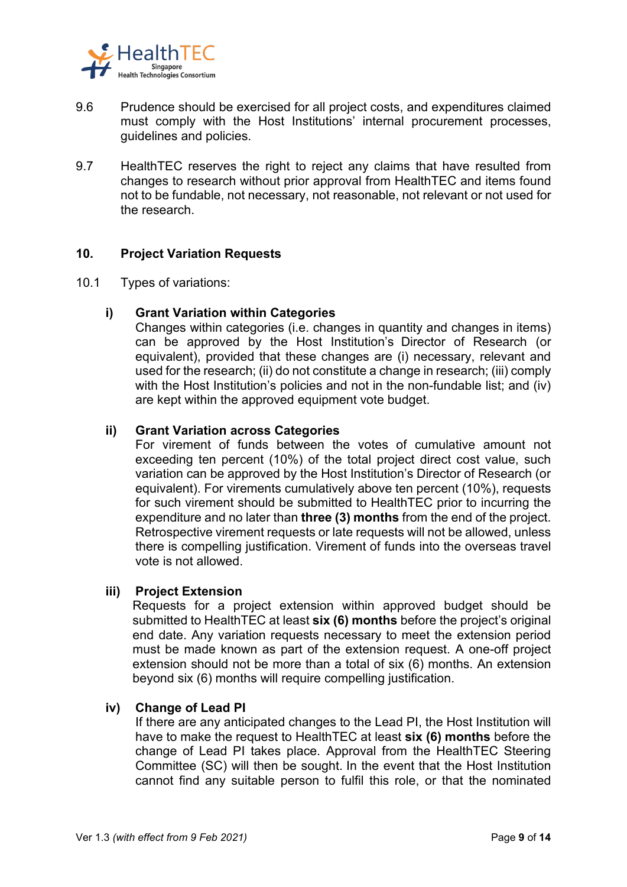9.6 Prudence should be exercised for all project costs, and expenditures claimed must comply with the Host Institutions' internal procurement processes, guidelines and policies.

9.7 HealthTEC reserves the right to reject any claims that have resulted from changes to research without prior approval from HealthTEC and items found not to be fundable, not necessary, not reasonable, not relevant or not used for the research.

## 10. Project Variation Requests

10.1 Types of variations:

**i) Grant Variation within Categories**

Changes within categories (i.e. changes in quantity and changes in items) can be approved by the Host Institution's Director of Research (or equivalent), provided that these changes are (i) necessary, relevant and used for the research; (ii) do not constitute a change in research; (iii) comply with the Host Institution's policies and not in the non-fundable list; and (iv) are kept within the approved equipment vote budget.

**ii) Grant Variation across Categories**

For virement of funds between the votes of cumulative amount not exceeding ten percent (10%) of the total project direct cost value, such variation can be approved by the Host Institution's Director of Research (or equivalent). For virements cumulatively above ten percent (10%), requests for such virement should be submitted to HealthTEC prior to incurring the expenditure and no later than **three (3) months** from the end of the project. Retrospective virement requests or late requests will not be allowed, unless there is compelling justification. Virement of funds into the overseas travel vote is not allowed.

**iii) Project Extension**

Requests for a project extension within approved budget should be submitted to HealthTEC at least **six (6) months** before the project's original end date. Any variation requests necessary to meet the extension period must be made known as part of the extension request. A one-off project extension should not be more than a total of six (6) months. An extension beyond six (6) months will require compelling justification.

**iv) Change of Lead PI**

If there are any anticipated changes to the Lead PI, the Host Institution will have to make the request to HealthTEC at least **six (6) months** before the change of Lead PI takes place. Approval from the HealthTEC Steering Committee (SC) will then be sought. In the event that the Host Institution cannot find any suitable person to fulfil this role, or that the nominated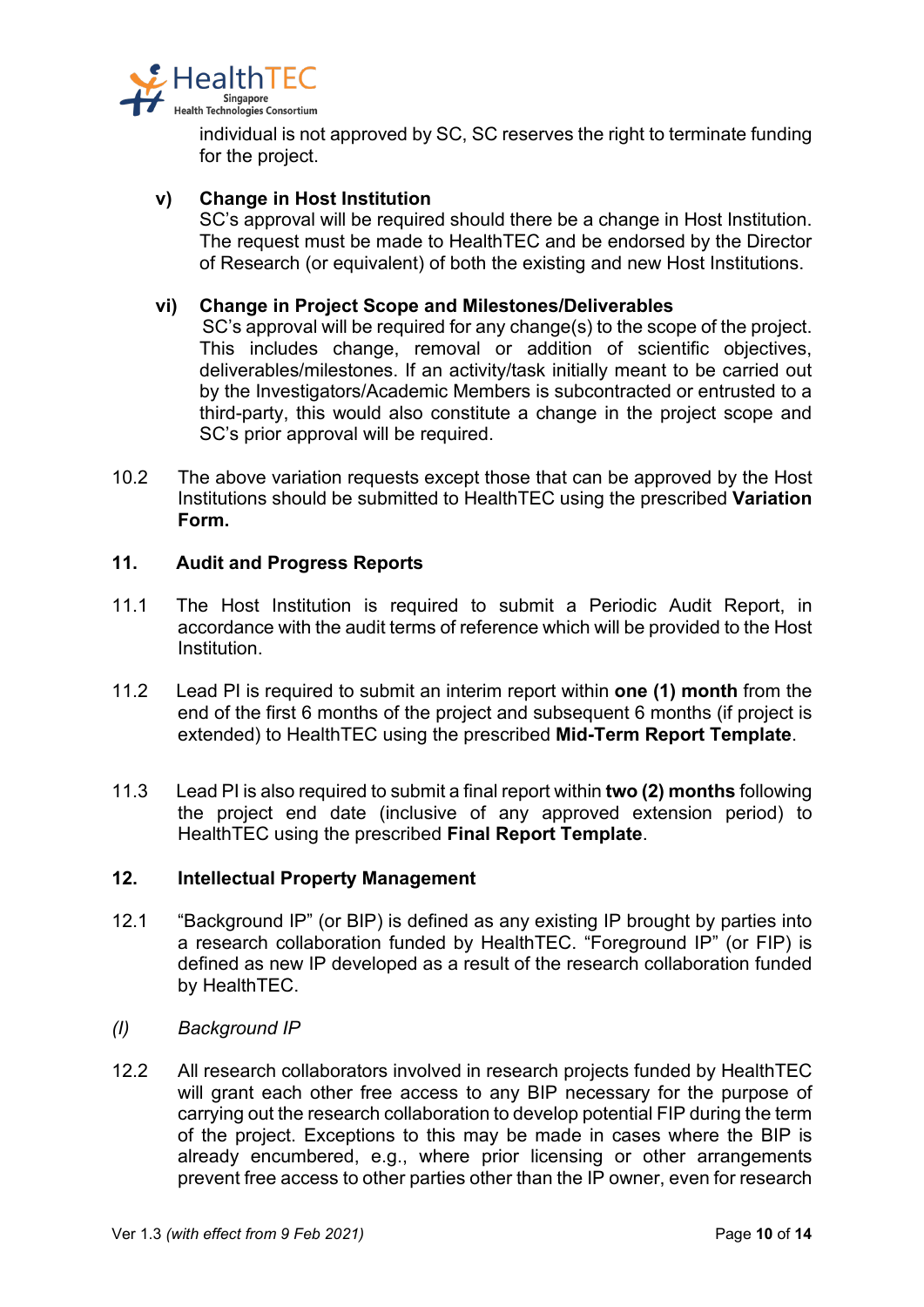individual is not approved by SC, SC reserves the right to terminate funding for the project.

**v) Change in Host Institution**

SC's approval will be required should there be a change in Host Institution. The request must be made to HealthTEC and be endorsed by the Director of Research (or equivalent) of both the existing and new Host Institutions.

**vi) Change in Project Scope and Milestones/Deliverables**

SC's approval will be required for any change(s) to the scope of the project. This includes change, removal or addition of scientific objectives, deliverables/milestones. If an activity/task initially meant to be carried out by the Investigators/Academic Members is subcontracted or entrusted to a third-party, this would also constitute a change in the project scope and SC's prior approval will be required.

10.2 The above variation requests except those that can be approved by the Host Institutions should be submitted to HealthTEC using the prescribed **Variation Form.**

## 11. Audit and Progress Reports

11.1 The Host Institution is required to submit a Periodic Audit Report, in accordance with the audit terms of reference which will be provided to the Host Institution.

11.2 Lead PI is required to submit an interim report within **one (1) month** from the end of the first 6 months of the project and subsequent 6 months (if project is extended) to HealthTEC using the prescribed **Mid-Term Report Template**.

11.3 Lead PI is also required to submit a final report within **two (2) months** following the project end date (inclusive of any approved extension period) to HealthTEC using the prescribed **Final Report Template**.

## 12. Intellectual Property Management

12.1 "Background IP" (or BIP) is defined as any existing IP brought by parties into a research collaboration funded by HealthTEC. "Foreground IP" (or FIP) is defined as new IP developed as a result of the research collaboration funded by HealthTEC.

*(I) Background IP*

12.2 All research collaborators involved in research projects funded by HealthTEC will grant each other free access to any BIP necessary for the purpose of carrying out the research collaboration to develop potential FIP during the term of the project. Exceptions to this may be made in cases where the BIP is already encumbered, e.g., where prior licensing or other arrangements prevent free access to other parties other than the IP owner, even for research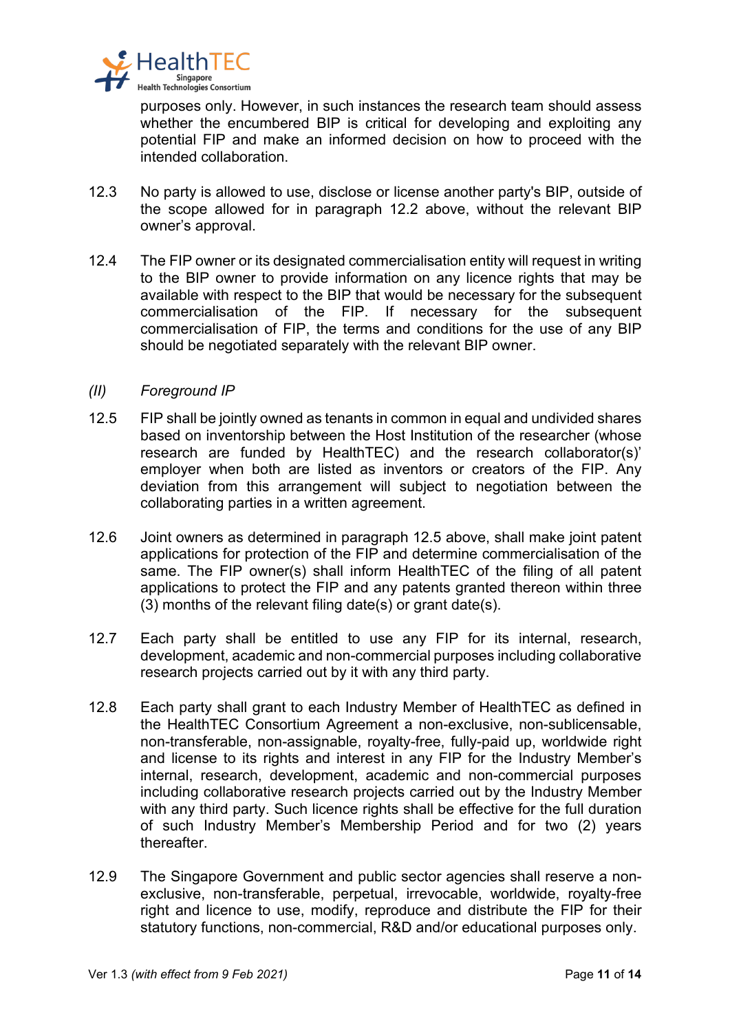purposes only. However, in such instances the research team should assess whether the encumbered BIP is critical for developing and exploiting any potential FIP and make an informed decision on how to proceed with the intended collaboration.

12.3 No party is allowed to use, disclose or license another party's BIP, outside of the scope allowed for in paragraph 12.2 above, without the relevant BIP owner's approval.

12.4 The FIP owner or its designated commercialisation entity will request in writing to the BIP owner to provide information on any licence rights that may be available with respect to the BIP that would be necessary for the subsequent commercialisation of the FIP. If necessary for the subsequent commercialisation of FIP, the terms and conditions for the use of any BIP should be negotiated separately with the relevant BIP owner.

*(II) Foreground IP*

12.5 FIP shall be jointly owned as tenants in common in equal and undivided shares based on inventorship between the Host Institution of the researcher (whose research are funded by HealthTEC) and the research collaborator(s)' employer when both are listed as inventors or creators of the FIP. Any deviation from this arrangement will subject to negotiation between the collaborating parties in a written agreement.

12.6 Joint owners as determined in paragraph 12.5 above, shall make joint patent applications for protection of the FIP and determine commercialisation of the same. The FIP owner(s) shall inform HealthTEC of the filing of all patent applications to protect the FIP and any patents granted thereon within three (3) months of the relevant filing date(s) or grant date(s).

12.7 Each party shall be entitled to use any FIP for its internal, research, development, academic and non-commercial purposes including collaborative research projects carried out by it with any third party.

12.8 Each party shall grant to each Industry Member of HealthTEC as defined in the HealthTEC Consortium Agreement a non-exclusive, non-sublicensable, non-transferable, non-assignable, royalty-free, fully-paid up, worldwide right and license to its rights and interest in any FIP for the Industry Member's internal, research, development, academic and non-commercial purposes including collaborative research projects carried out by the Industry Member with any third party. Such licence rights shall be effective for the full duration of such Industry Member's Membership Period and for two (2) years thereafter.

12.9 The Singapore Government and public sector agencies shall reserve a non-exclusive, non-transferable, perpetual, irrevocable, worldwide, royalty-free right and licence to use, modify, reproduce and distribute the FIP for their statutory functions, non-commercial, R&D and/or educational purposes only.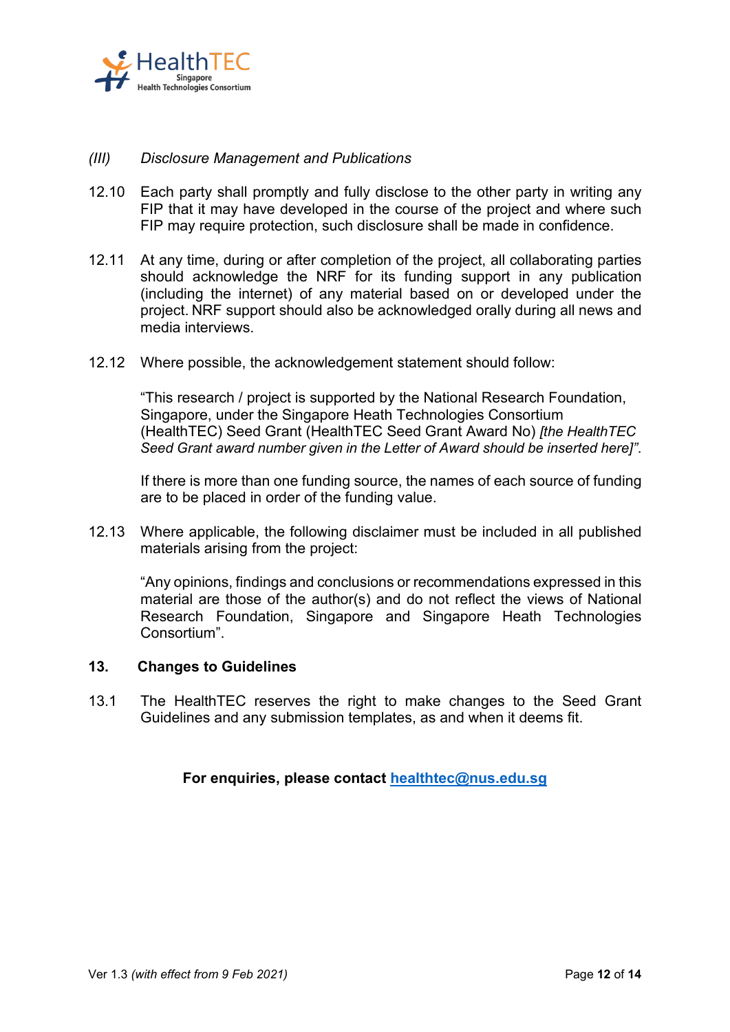*(III) Disclosure Management and Publications*

12.10 Each party shall promptly and fully disclose to the other party in writing any FIP that it may have developed in the course of the project and where such FIP may require protection, such disclosure shall be made in confidence.

12.11 At any time, during or after completion of the project, all collaborating parties should acknowledge the NRF for its funding support in any publication (including the internet) of any material based on or developed under the project. NRF support should also be acknowledged orally during all news and media interviews.

12.12 Where possible, the acknowledgement statement should follow:

"This research / project is supported by the National Research Foundation, Singapore, under the Singapore Heath Technologies Consortium (HealthTEC) Seed Grant (HealthTEC Seed Grant Award No) *[the HealthTEC Seed Grant award number given in the Letter of Award should be inserted here]"*.

If there is more than one funding source, the names of each source of funding are to be placed in order of the funding value.

12.13 Where applicable, the following disclaimer must be included in all published materials arising from the project:

"Any opinions, findings and conclusions or recommendations expressed in this material are those of the author(s) and do not reflect the views of National Research Foundation, Singapore and Singapore Heath Technologies Consortium".

## 13. Changes to Guidelines

13.1 The HealthTEC reserves the right to make changes to the Seed Grant Guidelines and any submission templates, as and when it deems fit.

**For enquiries, please contact healthtec@nus.edu.sg**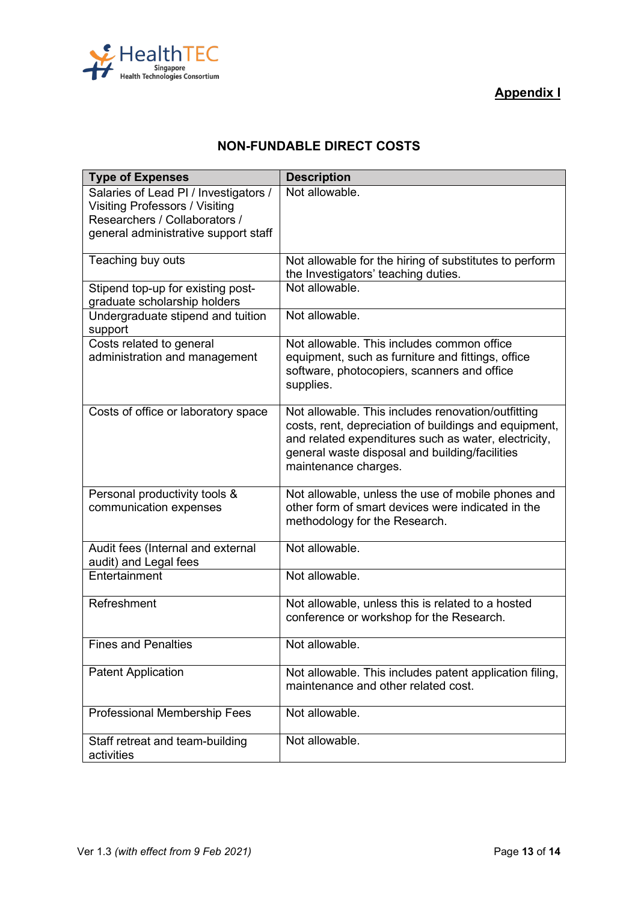**Appendix I**

## NON-FUNDABLE DIRECT COSTS

| Type of Expenses | Description |
|---|---|
| Salaries of Lead PI / Investigators / Visiting Professors / Visiting Researchers / Collaborators / general administrative support staff | Not allowable. |
| Teaching buy outs | Not allowable for the hiring of substitutes to perform the Investigators' teaching duties. |
| Stipend top-up for existing post-graduate scholarship holders | Not allowable. |
| Undergraduate stipend and tuition support | Not allowable. |
| Costs related to general administration and management | Not allowable. This includes common office equipment, such as furniture and fittings, office software, photocopiers, scanners and office supplies. |
| Costs of office or laboratory space | Not allowable. This includes renovation/outfitting costs, rent, depreciation of buildings and equipment, and related expenditures such as water, electricity, general waste disposal and building/facilities maintenance charges. |
| Personal productivity tools & communication expenses | Not allowable, unless the use of mobile phones and other form of smart devices were indicated in the methodology for the Research. |
| Audit fees (Internal and external audit) and Legal fees | Not allowable. |
| Entertainment | Not allowable. |
| Refreshment | Not allowable, unless this is related to a hosted conference or workshop for the Research. |
| Fines and Penalties | Not allowable. |
| Patent Application | Not allowable. This includes patent application filing, maintenance and other related cost. |
| Professional Membership Fees | Not allowable. |
| Staff retreat and team-building activities | Not allowable. |

Ver 1.3 *(with effect from 9 Feb 2021)*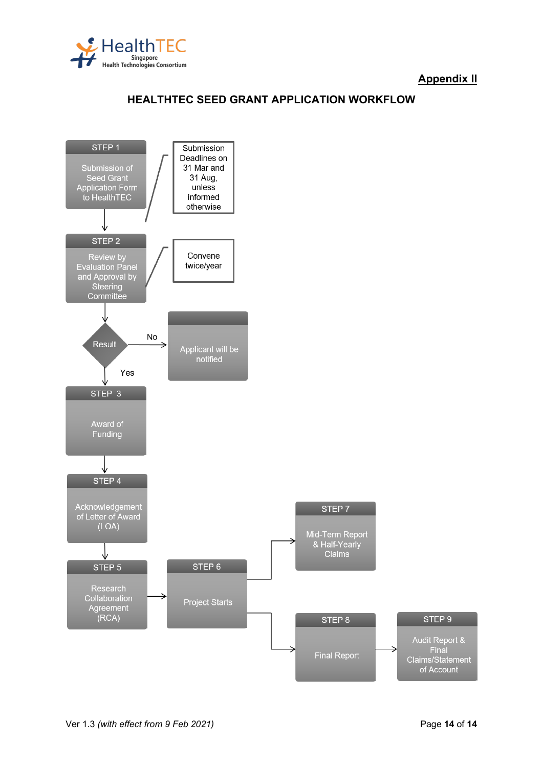**Appendix II**

## HEALTHTEC SEED GRANT APPLICATION WORKFLOW

STEP 1

Submission of Seed Grant Application Form to HealthTEC

Submission Deadlines on 31 Mar and 31 Aug, unless informed otherwise

STEP 2

Review by Evaluation Panel and Approval by Steering Committee

Convene twice/year

Result

No

Applicant will be notified

Yes

STEP 3

Award of Funding

STEP 4

Acknowledgement of Letter of Award (LOA)

STEP 5

Research Collaboration Agreement (RCA)

STEP 6

Project Starts

STEP 7

Mid-Term Report & Half-Yearly Claims

STEP 8

Final Report

STEP 9

Audit Report & Final Claims/Statement of Account

Ver 1.3 *(with effect from 9 Feb 2021)*